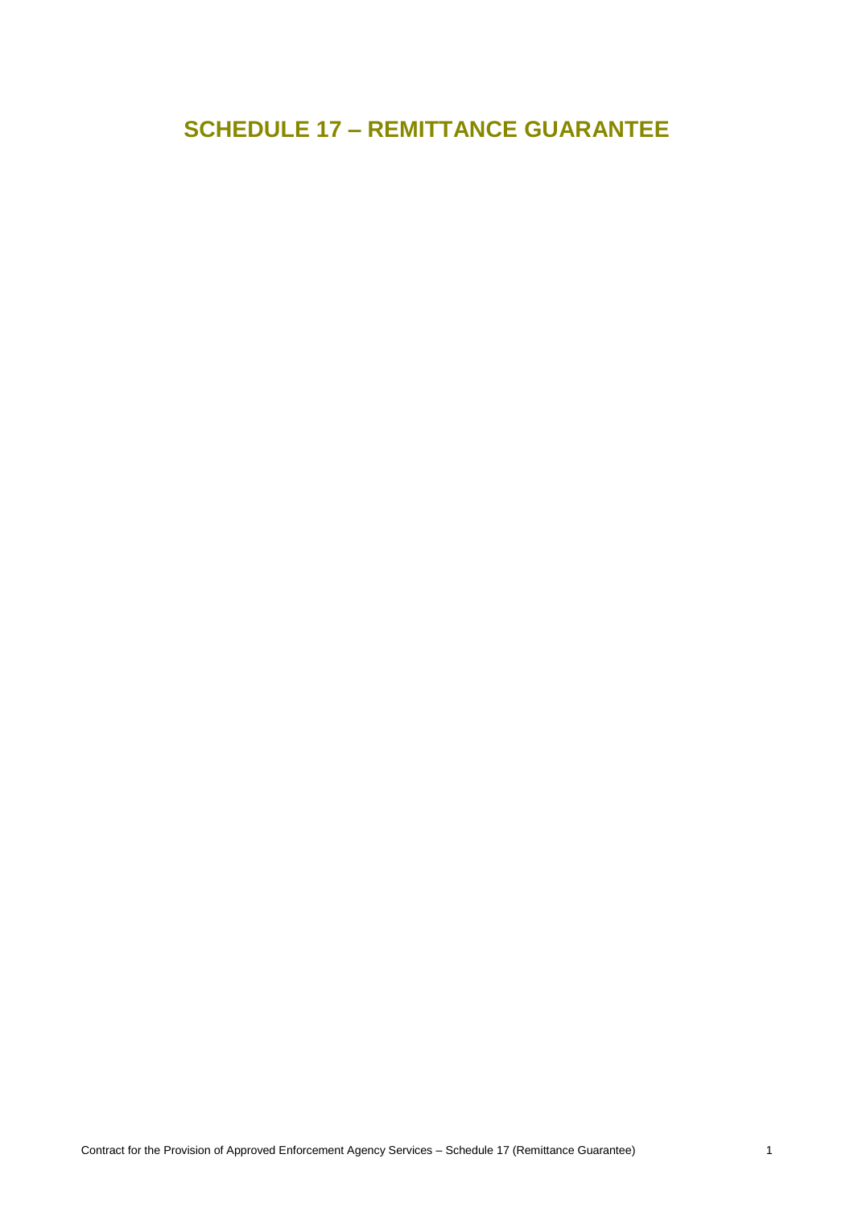# SCHEDULE 17 – REMITTANCE GUARANTEE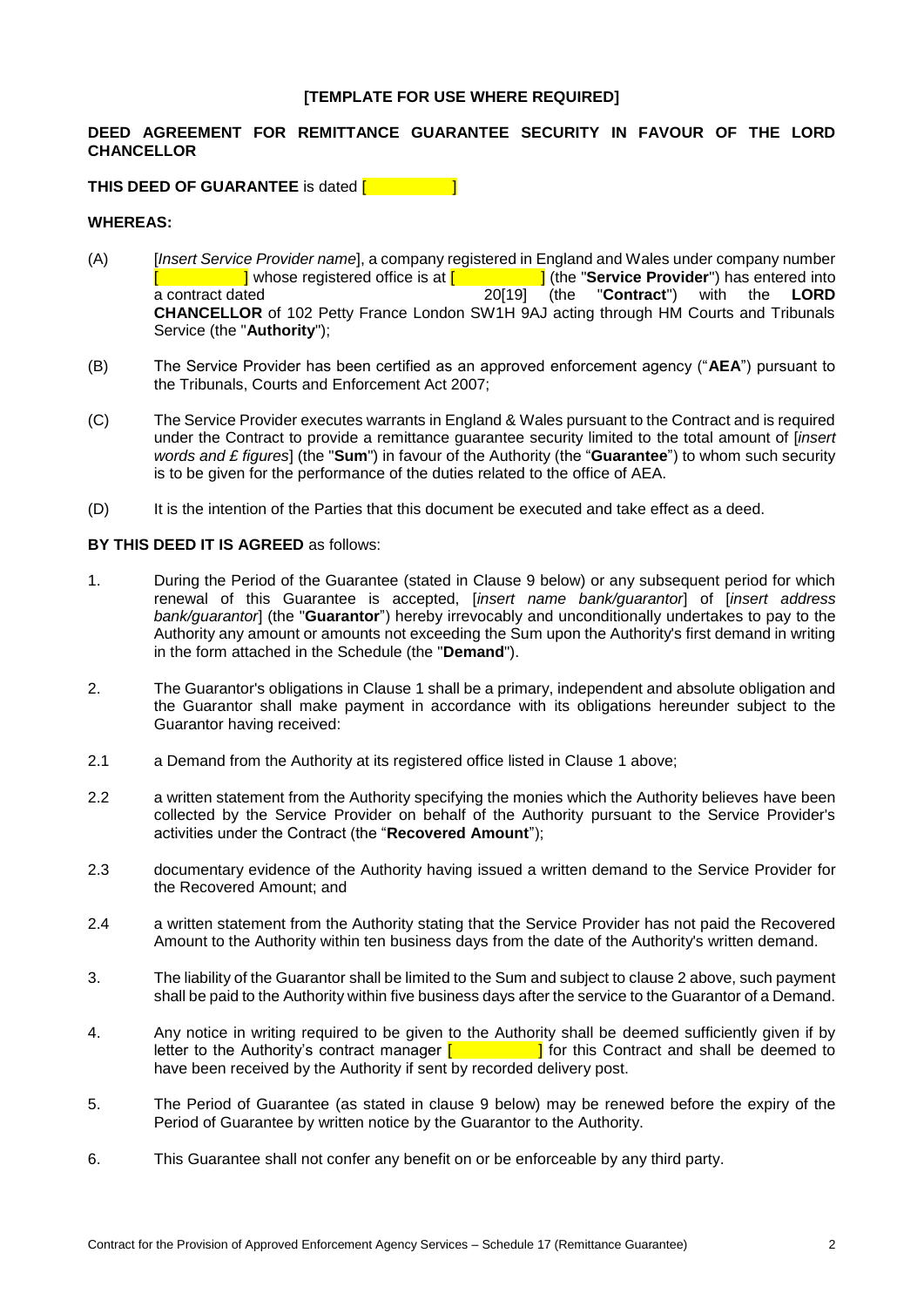**[TEMPLATE FOR USE WHERE REQUIRED]**

**DEED AGREEMENT FOR REMITTANCE GUARANTEE SECURITY IN FAVOUR OF THE LORD CHANCELLOR**

**THIS DEED OF GUARANTEE** is dated [ ]

**WHEREAS:**

(A) [*Insert Service Provider name*], a company registered in England and Wales under company number [ ] whose registered office is at [ ] (the "**Service Provider**") has entered into a contract dated 20[19] (the "**Contract**") with the **LORD CHANCELLOR** of 102 Petty France London SW1H 9AJ acting through HM Courts and Tribunals Service (the "**Authority**");

(B) The Service Provider has been certified as an approved enforcement agency ("**AEA**") pursuant to the Tribunals, Courts and Enforcement Act 2007;

(C) The Service Provider executes warrants in England & Wales pursuant to the Contract and is required under the Contract to provide a remittance guarantee security limited to the total amount of [*insert words and £ figures*] (the "**Sum**") in favour of the Authority (the "**Guarantee**") to whom such security is to be given for the performance of the duties related to the office of AEA.

(D) It is the intention of the Parties that this document be executed and take effect as a deed.

**BY THIS DEED IT IS AGREED** as follows:

1. During the Period of the Guarantee (stated in Clause 9 below) or any subsequent period for which renewal of this Guarantee is accepted, [*insert name bank/guarantor*] of [*insert address bank/guarantor*] (the "**Guarantor**") hereby irrevocably and unconditionally undertakes to pay to the Authority any amount or amounts not exceeding the Sum upon the Authority's first demand in writing in the form attached in the Schedule (the "**Demand**").

2. The Guarantor's obligations in Clause 1 shall be a primary, independent and absolute obligation and the Guarantor shall make payment in accordance with its obligations hereunder subject to the Guarantor having received:

2.1 a Demand from the Authority at its registered office listed in Clause 1 above;

2.2 a written statement from the Authority specifying the monies which the Authority believes have been collected by the Service Provider on behalf of the Authority pursuant to the Service Provider's activities under the Contract (the "**Recovered Amount**");

2.3 documentary evidence of the Authority having issued a written demand to the Service Provider for the Recovered Amount; and

2.4 a written statement from the Authority stating that the Service Provider has not paid the Recovered Amount to the Authority within ten business days from the date of the Authority's written demand.

3. The liability of the Guarantor shall be limited to the Sum and subject to clause 2 above, such payment shall be paid to the Authority within five business days after the service to the Guarantor of a Demand.

4. Any notice in writing required to be given to the Authority shall be deemed sufficiently given if by letter to the Authority's contract manager [ ] for this Contract and shall be deemed to have been received by the Authority if sent by recorded delivery post.

5. The Period of Guarantee (as stated in clause 9 below) may be renewed before the expiry of the Period of Guarantee by written notice by the Guarantor to the Authority.

6. This Guarantee shall not confer any benefit on or be enforceable by any third party.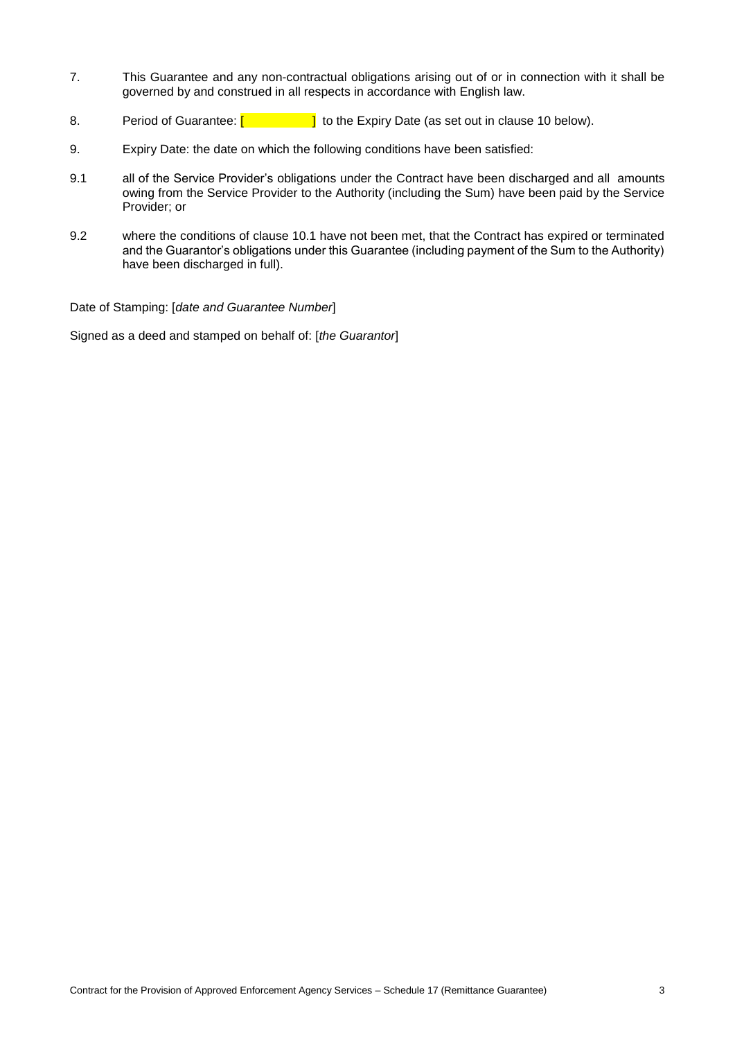7. This Guarantee and any non-contractual obligations arising out of or in connection with it shall be governed by and construed in all respects in accordance with English law.

8. Period of Guarantee: [ ] to the Expiry Date (as set out in clause 10 below).

9. Expiry Date: the date on which the following conditions have been satisfied:

9.1 all of the Service Provider's obligations under the Contract have been discharged and all amounts owing from the Service Provider to the Authority (including the Sum) have been paid by the Service Provider; or

9.2 where the conditions of clause 10.1 have not been met, that the Contract has expired or terminated and the Guarantor's obligations under this Guarantee (including payment of the Sum to the Authority) have been discharged in full).

Date of Stamping: [*date and Guarantee Number*]

Signed as a deed and stamped on behalf of: [*the Guarantor*]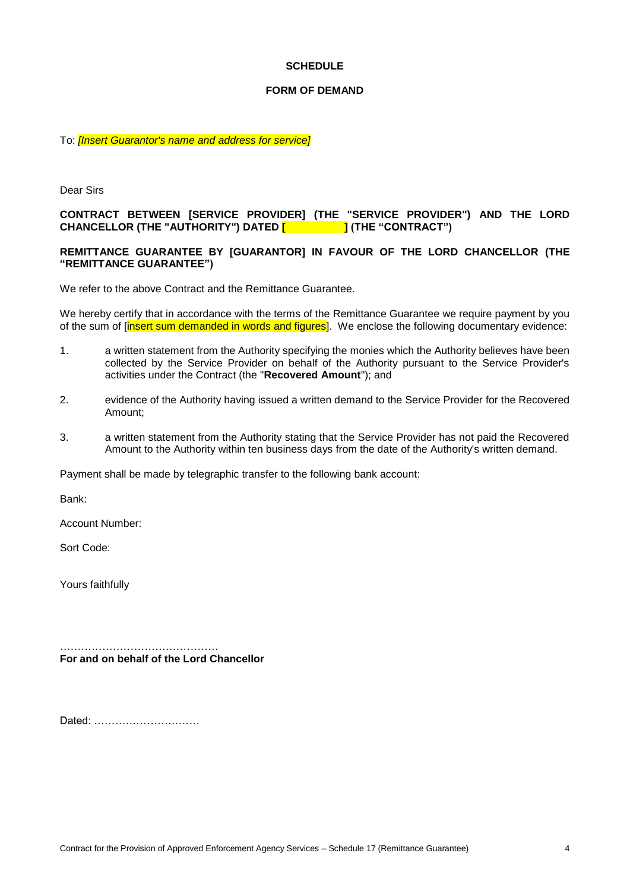**SCHEDULE**

**FORM OF DEMAND**

To: *[Insert Guarantor's name and address for service]*

Dear Sirs

**CONTRACT BETWEEN [SERVICE PROVIDER] (THE "SERVICE PROVIDER") AND THE LORD CHANCELLOR (THE "AUTHORITY") DATED [ ] (THE "CONTRACT")**

**REMITTANCE GUARANTEE BY [GUARANTOR] IN FAVOUR OF THE LORD CHANCELLOR (THE "REMITTANCE GUARANTEE")**

We refer to the above Contract and the Remittance Guarantee.

We hereby certify that in accordance with the terms of the Remittance Guarantee we require payment by you of the sum of [insert sum demanded in words and figures]. We enclose the following documentary evidence:

1. a written statement from the Authority specifying the monies which the Authority believes have been collected by the Service Provider on behalf of the Authority pursuant to the Service Provider's activities under the Contract (the "**Recovered Amount**"); and
2. evidence of the Authority having issued a written demand to the Service Provider for the Recovered Amount;
3. a written statement from the Authority stating that the Service Provider has not paid the Recovered Amount to the Authority within ten business days from the date of the Authority's written demand.

Payment shall be made by telegraphic transfer to the following bank account:

Bank:

Account Number:

Sort Code:

Yours faithfully

……………………………………..
**For and on behalf of the Lord Chancellor**

Dated: …………………………